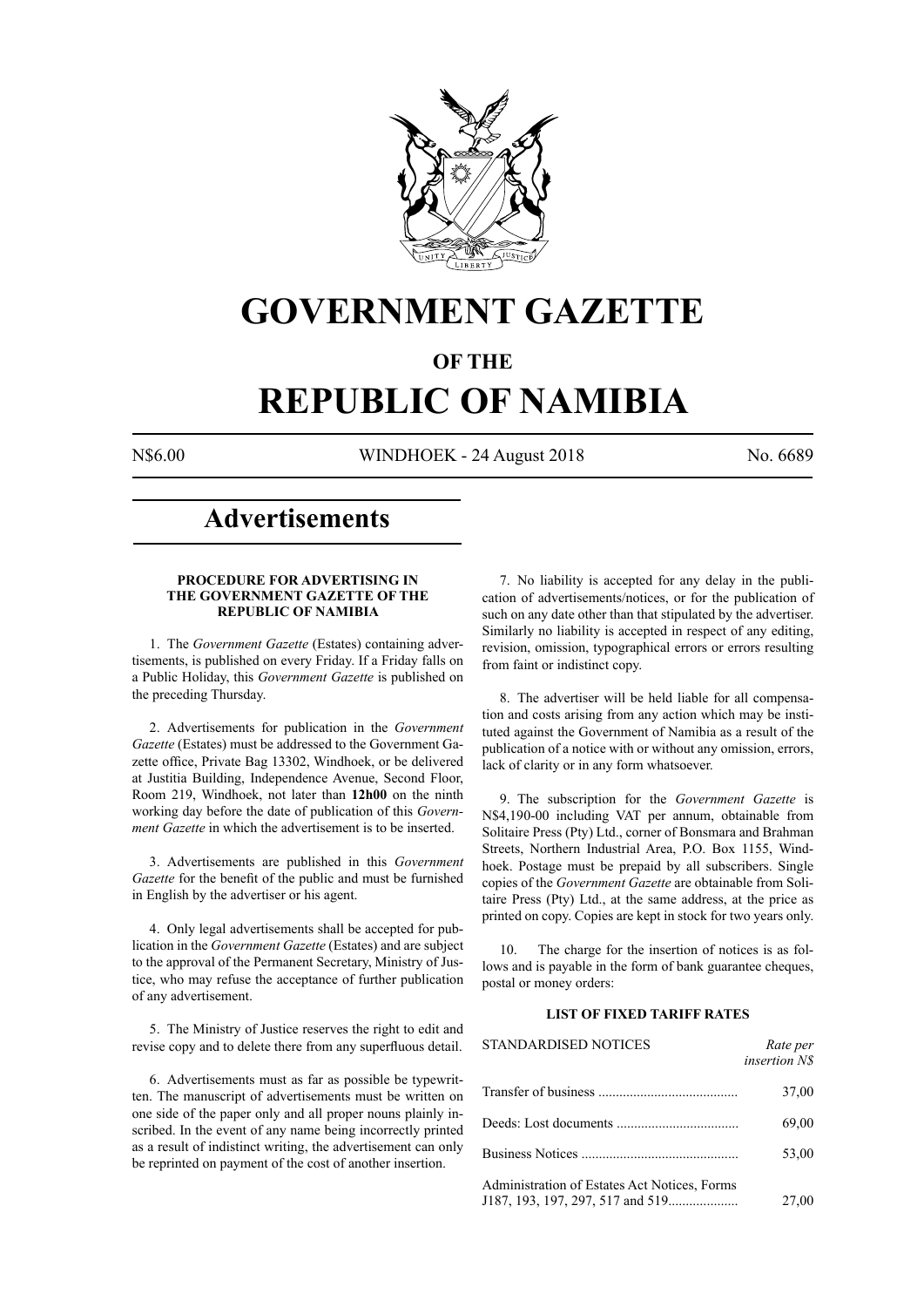# GOVERNMENT GAZETTE

## OF THE

# REPUBLIC OF NAMIBIA

N$6.00 WINDHOEK - 24 August 2018 No. 6689

# Advertisements

### PROCEDURE FOR ADVERTISING IN THE GOVERNMENT GAZETTE OF THE REPUBLIC OF NAMIBIA

1. The *Government Gazette* (Estates) containing advertisements, is published on every Friday. If a Friday falls on a Public Holiday, this *Government Gazette* is published on the preceding Thursday.

2. Advertisements for publication in the *Government Gazette* (Estates) must be addressed to the Government Gazette office, Private Bag 13302, Windhoek, or be delivered at Justitia Building, Independence Avenue, Second Floor, Room 219, Windhoek, not later than **12h00** on the ninth working day before the date of publication of this *Government Gazette* in which the advertisement is to be inserted.

3. Advertisements are published in this *Government Gazette* for the benefit of the public and must be furnished in English by the advertiser or his agent.

4. Only legal advertisements shall be accepted for publication in the *Government Gazette* (Estates) and are subject to the approval of the Permanent Secretary, Ministry of Justice, who may refuse the acceptance of further publication of any advertisement.

5. The Ministry of Justice reserves the right to edit and revise copy and to delete there from any superfluous detail.

6. Advertisements must as far as possible be typewritten. The manuscript of advertisements must be written on one side of the paper only and all proper nouns plainly inscribed. In the event of any name being incorrectly printed as a result of indistinct writing, the advertisement can only be reprinted on payment of the cost of another insertion.

7. No liability is accepted for any delay in the publication of advertisements/notices, or for the publication of such on any date other than that stipulated by the advertiser. Similarly no liability is accepted in respect of any editing, revision, omission, typographical errors or errors resulting from faint or indistinct copy.

8. The advertiser will be held liable for all compensation and costs arising from any action which may be instituted against the Government of Namibia as a result of the publication of a notice with or without any omission, errors, lack of clarity or in any form whatsoever.

9. The subscription for the *Government Gazette* is N$4,190-00 including VAT per annum, obtainable from Solitaire Press (Pty) Ltd., corner of Bonsmara and Brahman Streets, Northern Industrial Area, P.O. Box 1155, Windhoek. Postage must be prepaid by all subscribers. Single copies of the *Government Gazette* are obtainable from Solitaire Press (Pty) Ltd., at the same address, at the price as printed on copy. Copies are kept in stock for two years only.

10. The charge for the insertion of notices is as follows and is payable in the form of bank guarantee cheques, postal or money orders:

### LIST OF FIXED TARIFF RATES

| STANDARDISED NOTICES | *Rate per insertion N$* |
|---|---|
| Transfer of business | 37,00 |
| Deeds: Lost documents | 69,00 |
| Business Notices | 53,00 |
| Administration of Estates Act Notices, Forms J187, 193, 197, 297, 517 and 519 | 27,00 |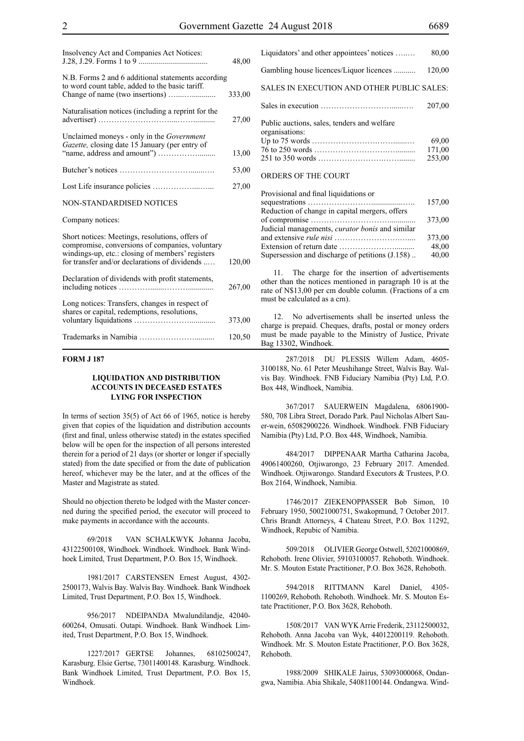| | |
|---|---|
| Insolvency Act and Companies Act Notices: J.28, J.29. Forms 1 to 9 | 48,00 |
| N.B. Forms 2 and 6 additional statements according to word count table, added to the basic tariff. Change of name (two insertions) | 333,00 |
| Naturalisation notices (including a reprint for the advertiser) | 27,00 |
| Unclaimed moneys - only in the *Government Gazette,* closing date 15 January (per entry of "name, address and amount") | 13,00 |
| Butcher's notices | 53,00 |
| Lost Life insurance policies | 27,00 |

NON-STANDARDISED NOTICES

Company notices:

| | |
|---|---|
| Short notices: Meetings, resolutions, offers of compromise, conversions of companies, voluntary windings-up, etc.: closing of members' registers for transfer and/or declarations of dividends | 120,00 |
| Declaration of dividends with profit statements, including notices | 267,00 |
| Long notices: Transfers, changes in respect of shares or capital, redemptions, resolutions, voluntary liquidations | 373,00 |
| Trademarks in Namibia | 120,50 |
| Liquidators' and other appointees' notices | 80,00 |
| Gambling house licences/Liquor licences | 120,00 |

SALES IN EXECUTION AND OTHER PUBLIC SALES:

| | |
|---|---|
| Sales in execution | 207,00 |
| Public auctions, sales, tenders and welfare organisations: | |
| Up to 75 words | 69,00 |
| 76 to 250 words | 171,00 |
| 251 to 350 words | 253,00 |

ORDERS OF THE COURT

| | |
|---|---|
| Provisional and final liquidations or sequestrations | 157,00 |
| Reduction of change in capital mergers, offers of compromise | 373,00 |
| Judicial managements, *curator bonis* and similar and extensive *rule nisi* | 373,00 |
| Extension of return date | 48,00 |
| Supersession and discharge of petitions (J.158) | 40,00 |

11. The charge for the insertion of advertisements other than the notices mentioned in paragraph 10 is at the rate of N$13,00 per cm double column. (Fractions of a cm must be calculated as a cm).

12. No advertisements shall be inserted unless the charge is prepaid. Cheques, drafts, postal or money orders must be made payable to the Ministry of Justice, Private Bag 13302, Windhoek.

**FORM J 187**

**LIQUIDATION AND DISTRIBUTION ACCOUNTS IN DECEASED ESTATES LYING FOR INSPECTION**

In terms of section 35(5) of Act 66 of 1965, notice is hereby given that copies of the liquidation and distribution accounts (first and final, unless otherwise stated) in the estates specified below will be open for the inspection of all persons interested therein for a period of 21 days (or shorter or longer if specially stated) from the date specified or from the date of publication hereof, whichever may be the later, and at the offices of the Master and Magistrate as stated.

Should no objection thereto be lodged with the Master concerned during the specified period, the executor will proceed to make payments in accordance with the accounts.

69/2018 VAN SCHALKWYK Johanna Jacoba, 43122500108, Windhoek. Windhoek. Windhoek. Bank Windhoek Limited, Trust Department, P.O. Box 15, Windhoek.

1981/2017 CARSTENSEN Ernest August, 4302-2500173, Walvis Bay. Walvis Bay. Windhoek. Bank Windhoek Limited, Trust Department, P.O. Box 15, Windhoek.

956/2017 NDEIPANDA Mwalundilandje, 42040-600264, Omusati. Outapi. Windhoek. Bank Windhoek Limited, Trust Department, P.O. Box 15, Windhoek.

1227/2017 GERTSE Johannes, 68102500247, Karasburg. Elsie Gertse, 73011400148. Karasburg. Windhoek. Bank Windhoek Limited, Trust Department, P.O. Box 15, Windhoek.

287/2018 DU PLESSIS Willem Adam, 4605-3100188, No. 61 Peter Meushihange Street, Walvis Bay. Walvis Bay. Windhoek. FNB Fiduciary Namibia (Pty) Ltd, P.O. Box 448, Windhoek, Namibia.

367/2017 SAUERWEIN Magdalena, 68061900-580, 708 Libra Street, Dorado Park. Paul Nicholas Albert Sauer-wein, 65082900226. Windhoek. Windhoek. FNB Fiduciary Namibia (Pty) Ltd, P.O. Box 448, Windhoek, Namibia.

484/2017 DIPPENAAR Martha Catharina Jacoba, 49061400260, Otjiwarongo, 23 February 2017. Amended. Windhoek. Otjiwarongo. Standard Executors & Trustees, P.O. Box 2164, Windhoek, Namibia.

1746/2017 ZIEKENOPPASSER Bob Simon, 10 February 1950, 50021000751, Swakopmund, 7 October 2017. Chris Brandt Attorneys, 4 Chateau Street, P.O. Box 11292, Windhoek, Repubic of Namibia.

509/2018 OLIVIER George Ostwell, 52021000869, Rehoboth. Irene Olivier, 59103100057. Rehoboth. Windhoek. Mr. S. Mouton Estate Practitioner, P.O. Box 3628, Rehoboth.

594/2018 RITTMANN Karel Daniel, 4305-1100269, Rehoboth. Rehoboth. Windhoek. Mr. S. Mouton Estate Practitioner, P.O. Box 3628, Rehoboth.

1508/2017 VAN WYK Arrie Frederik, 23112500032, Rehoboth. Anna Jacoba van Wyk, 44012200119. Rehoboth. Windhoek. Mr. S. Mouton Estate Practitioner, P.O. Box 3628, Rehoboth.

1988/2009 SHIKALE Jairus, 53093000068, Ondangwa, Namibia. Abia Shikale, 54081100144. Ondangwa. Wind-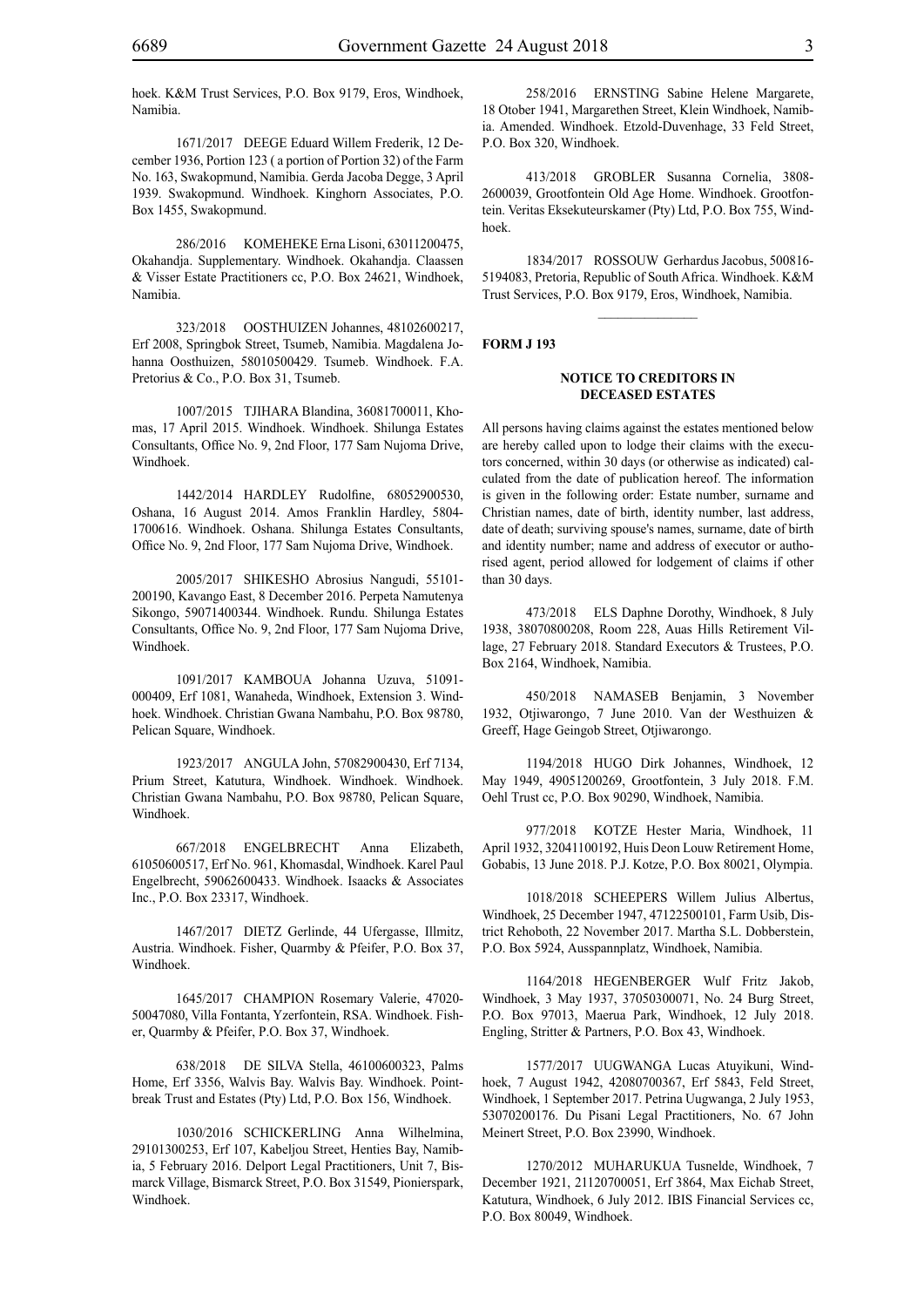hoek. K&M Trust Services, P.O. Box 9179, Eros, Windhoek, Namibia.

1671/2017 DEEGE Eduard Willem Frederik, 12 December 1936, Portion 123 ( a portion of Portion 32) of the Farm No. 163, Swakopmund, Namibia. Gerda Jacoba Degge, 3 April 1939. Swakopmund. Windhoek. Kinghorn Associates, P.O. Box 1455, Swakopmund.

286/2016 KOMEHEKE Erna Lisoni, 63011200475, Okahandja. Supplementary. Windhoek. Okahandja. Claassen & Visser Estate Practitioners cc, P.O. Box 24621, Windhoek, Namibia.

323/2018 OOSTHUIZEN Johannes, 48102600217, Erf 2008, Springbok Street, Tsumeb, Namibia. Magdalena Johanna Oosthuizen, 58010500429. Tsumeb. Windhoek. F.A. Pretorius & Co., P.O. Box 31, Tsumeb.

1007/2015 TJIHARA Blandina, 36081700011, Khomas, 17 April 2015. Windhoek. Windhoek. Shilunga Estates Consultants, Office No. 9, 2nd Floor, 177 Sam Nujoma Drive, Windhoek.

1442/2014 HARDLEY Rudolfine, 68052900530, Oshana, 16 August 2014. Amos Franklin Hardley, 5804-1700616. Windhoek. Oshana. Shilunga Estates Consultants, Office No. 9, 2nd Floor, 177 Sam Nujoma Drive, Windhoek.

2005/2017 SHIKESHO Abrosius Nangudi, 55101-200190, Kavango East, 8 December 2016. Perpeta Namutenya Sikongo, 59071400344. Windhoek. Rundu. Shilunga Estates Consultants, Office No. 9, 2nd Floor, 177 Sam Nujoma Drive, Windhoek.

1091/2017 KAMBOUA Johanna Uzuva, 51091-000409, Erf 1081, Wanaheda, Windhoek, Extension 3. Windhoek. Windhoek. Christian Gwana Nambahu, P.O. Box 98780, Pelican Square, Windhoek.

1923/2017 ANGULA John, 57082900430, Erf 7134, Prium Street, Katutura, Windhoek. Windhoek. Windhoek. Christian Gwana Nambahu, P.O. Box 98780, Pelican Square, Windhoek.

667/2018 ENGELBRECHT Anna Elizabeth, 61050600517, Erf No. 961, Khomasdal, Windhoek. Karel Paul Engelbrecht, 59062600433. Windhoek. Isaacks & Associates Inc., P.O. Box 23317, Windhoek.

1467/2017 DIETZ Gerlinde, 44 Ufergasse, Illmitz, Austria. Windhoek. Fisher, Quarmby & Pfeifer, P.O. Box 37, Windhoek.

1645/2017 CHAMPION Rosemary Valerie, 47020-50047080, Villa Fontanta, Yzerfontein, RSA. Windhoek. Fisher, Quarmby & Pfeifer, P.O. Box 37, Windhoek.

638/2018 DE SILVA Stella, 46100600323, Palms Home, Erf 3356, Walvis Bay. Walvis Bay. Windhoek. Pointbreak Trust and Estates (Pty) Ltd, P.O. Box 156, Windhoek.

1030/2016 SCHICKERLING Anna Wilhelmina, 29101300253, Erf 107, Kabeljou Street, Henties Bay, Namibia, 5 February 2016. Delport Legal Practitioners, Unit 7, Bismarck Village, Bismarck Street, P.O. Box 31549, Pionierspark, Windhoek.

258/2016 ERNSTING Sabine Helene Margarete, 18 Otober 1941, Margarethen Street, Klein Windhoek, Namibia. Amended. Windhoek. Etzold-Duvenhage, 33 Feld Street, P.O. Box 320, Windhoek.

413/2018 GROBLER Susanna Cornelia, 3808-2600039, Grootfontein Old Age Home. Windhoek. Grootfontein. Veritas Eksekuteurskamer (Pty) Ltd, P.O. Box 755, Windhoek.

1834/2017 ROSSOUW Gerhardus Jacobus, 500816-5194083, Pretoria, Republic of South Africa. Windhoek. K&M Trust Services, P.O. Box 9179, Eros, Windhoek, Namibia.

---

**FORM J 193**

### NOTICE TO CREDITORS IN DECEASED ESTATES

All persons having claims against the estates mentioned below are hereby called upon to lodge their claims with the executors concerned, within 30 days (or otherwise as indicated) calculated from the date of publication hereof. The information is given in the following order: Estate number, surname and Christian names, date of birth, identity number, last address, date of death; surviving spouse's names, surname, date of birth and identity number; name and address of executor or authorised agent, period allowed for lodgement of claims if other than 30 days.

473/2018 ELS Daphne Dorothy, Windhoek, 8 July 1938, 38070800208, Room 228, Auas Hills Retirement Village, 27 February 2018. Standard Executors & Trustees, P.O. Box 2164, Windhoek, Namibia.

450/2018 NAMASEB Benjamin, 3 November 1932, Otjiwarongo, 7 June 2010. Van der Westhuizen & Greeff, Hage Geingob Street, Otjiwarongo.

1194/2018 HUGO Dirk Johannes, Windhoek, 12 May 1949, 49051200269, Grootfontein, 3 July 2018. F.M. Oehl Trust cc, P.O. Box 90290, Windhoek, Namibia.

977/2018 KOTZE Hester Maria, Windhoek, 11 April 1932, 32041100192, Huis Deon Louw Retirement Home, Gobabis, 13 June 2018. P.J. Kotze, P.O. Box 80021, Olympia.

1018/2018 SCHEEPERS Willem Julius Albertus, Windhoek, 25 December 1947, 47122500101, Farm Usib, District Rehoboth, 22 November 2017. Martha S.L. Dobberstein, P.O. Box 5924, Ausspannplatz, Windhoek, Namibia.

1164/2018 HEGENBERGER Wulf Fritz Jakob, Windhoek, 3 May 1937, 37050300071, No. 24 Burg Street, P.O. Box 97013, Maerua Park, Windhoek, 12 July 2018. Engling, Stritter & Partners, P.O. Box 43, Windhoek.

1577/2017 UUGWANGA Lucas Atuyikuni, Windhoek, 7 August 1942, 42080700367, Erf 5843, Feld Street, Windhoek, 1 September 2017. Petrina Uugwanga, 2 July 1953, 53070200176. Du Pisani Legal Practitioners, No. 67 John Meinert Street, P.O. Box 23990, Windhoek.

1270/2012 MUHARUKUA Tusnelde, Windhoek, 7 December 1921, 21120700051, Erf 3864, Max Eichab Street, Katutura, Windhoek, 6 July 2012. IBIS Financial Services cc, P.O. Box 80049, Windhoek.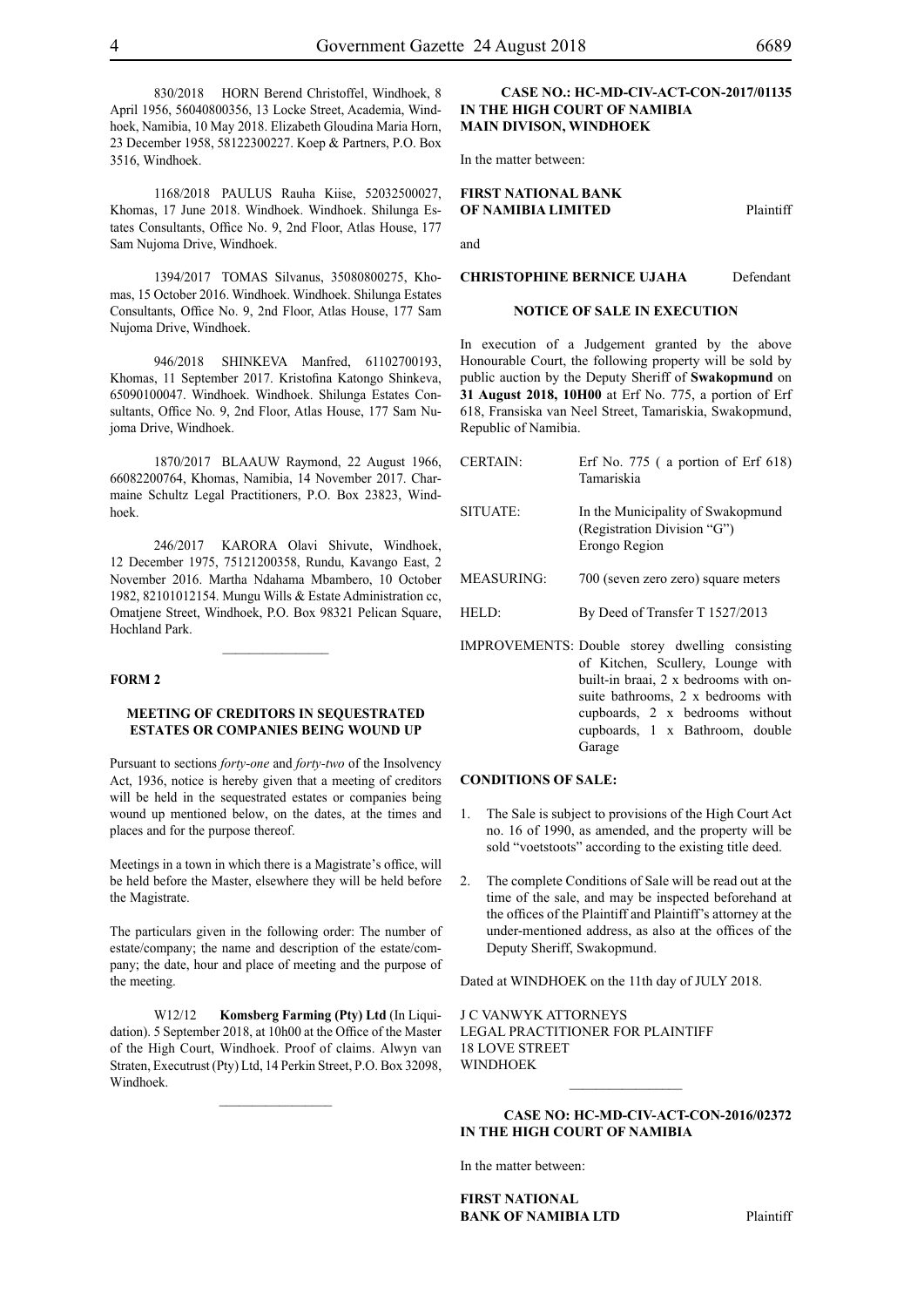830/2018 HORN Berend Christoffel, Windhoek, 8 April 1956, 56040800356, 13 Locke Street, Academia, Windhoek, Namibia, 10 May 2018. Elizabeth Gloudina Maria Horn, 23 December 1958, 58122300227. Koep & Partners, P.O. Box 3516, Windhoek.

1168/2018 PAULUS Rauha Kiise, 52032500027, Khomas, 17 June 2018. Windhoek. Windhoek. Shilunga Estates Consultants, Office No. 9, 2nd Floor, Atlas House, 177 Sam Nujoma Drive, Windhoek.

1394/2017 TOMAS Silvanus, 35080800275, Khomas, 15 October 2016. Windhoek. Windhoek. Shilunga Estates Consultants, Office No. 9, 2nd Floor, Atlas House, 177 Sam Nujoma Drive, Windhoek.

946/2018 SHINKEVA Manfred, 61102700193, Khomas, 11 September 2017. Kristofina Katongo Shinkeva, 65090100047. Windhoek. Windhoek. Shilunga Estates Consultants, Office No. 9, 2nd Floor, Atlas House, 177 Sam Nujoma Drive, Windhoek.

1870/2017 BLAAUW Raymond, 22 August 1966, 66082200764, Khomas, Namibia, 14 November 2017. Charmaine Schultz Legal Practitioners, P.O. Box 23823, Windhoek.

246/2017 KARORA Olavi Shivute, Windhoek, 12 December 1975, 75121200358, Rundu, Kavango East, 2 November 2016. Martha Ndahama Mbambero, 10 October 1982, 82101012154. Mungu Wills & Estate Administration cc, Omatjene Street, Windhoek, P.O. Box 98321 Pelican Square, Hochland Park.

---

**FORM 2**

**MEETING OF CREDITORS IN SEQUESTRATED ESTATES OR COMPANIES BEING WOUND UP**

Pursuant to sections *forty-one* and *forty-two* of the Insolvency Act, 1936, notice is hereby given that a meeting of creditors will be held in the sequestrated estates or companies being wound up mentioned below, on the dates, at the times and places and for the purpose thereof.

Meetings in a town in which there is a Magistrate's office, will be held before the Master, elsewhere they will be held before the Magistrate.

The particulars given in the following order: The number of estate/company; the name and description of the estate/company; the date, hour and place of meeting and the purpose of the meeting.

W12/12 **Komsberg Farming (Pty) Ltd** (In Liquidation). 5 September 2018, at 10h00 at the Office of the Master of the High Court, Windhoek. Proof of claims. Alwyn van Straten, Executrust (Pty) Ltd, 14 Perkin Street, P.O. Box 32098, Windhoek.

---

**CASE NO.: HC-MD-CIV-ACT-CON-2017/01135**
**IN THE HIGH COURT OF NAMIBIA**
**MAIN DIVISON, WINDHOEK**

In the matter between:

**FIRST NATIONAL BANK OF NAMIBIA LIMITED** Plaintiff

and

**CHRISTOPHINE BERNICE UJAHA** Defendant

**NOTICE OF SALE IN EXECUTION**

In execution of a Judgement granted by the above Honourable Court, the following property will be sold by public auction by the Deputy Sheriff of **Swakopmund** on **31 August 2018, 10H00** at Erf No. 775, a portion of Erf 618, Fransiska van Neel Street, Tamariskia, Swakopmund, Republic of Namibia.

| | |
|---|---|
| CERTAIN: | Erf No. 775 ( a portion of Erf 618) Tamariskia |
| SITUATE: | In the Municipality of Swakopmund (Registration Division "G") Erongo Region |
| MEASURING: | 700 (seven zero zero) square meters |
| HELD: | By Deed of Transfer T 1527/2013 |
| IMPROVEMENTS: | Double storey dwelling consisting of Kitchen, Scullery, Lounge with built-in braai, 2 x bedrooms with on-suite bathrooms, 2 x bedrooms with cupboards, 2 x bedrooms without cupboards, 1 x Bathroom, double Garage |

**CONDITIONS OF SALE:**

1. The Sale is subject to provisions of the High Court Act no. 16 of 1990, as amended, and the property will be sold "voetstoots" according to the existing title deed.
2. The complete Conditions of Sale will be read out at the time of the sale, and may be inspected beforehand at the offices of the Plaintiff and Plaintiff's attorney at the under-mentioned address, as also at the offices of the Deputy Sheriff, Swakopmund.

Dated at WINDHOEK on the 11th day of JULY 2018.

J C VANWYK ATTORNEYS
LEGAL PRACTITIONER FOR PLAINTIFF
18 LOVE STREET
WINDHOEK

---

**CASE NO: HC-MD-CIV-ACT-CON-2016/02372**
**IN THE HIGH COURT OF NAMIBIA**

In the matter between:

**FIRST NATIONAL BANK OF NAMIBIA LTD** Plaintiff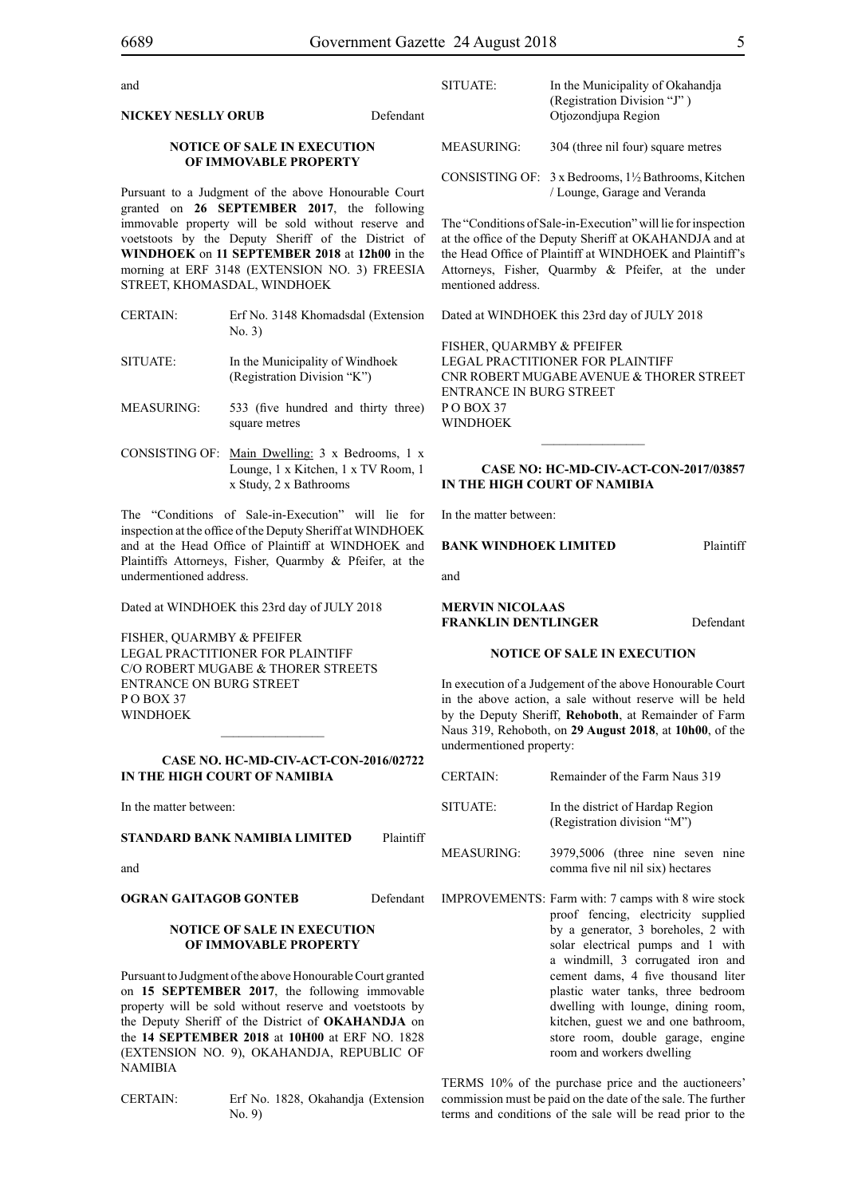and

**NICKEY NESLLY ORUB** Defendant

**NOTICE OF SALE IN EXECUTION OF IMMOVABLE PROPERTY**

Pursuant to a Judgment of the above Honourable Court granted on **26 SEPTEMBER 2017**, the following immovable property will be sold without reserve and voetstoots by the Deputy Sheriff of the District of **WINDHOEK** on **11 SEPTEMBER 2018** at **12h00** in the morning at ERF 3148 (EXTENSION NO. 3) FREESIA STREET, KHOMASDAL, WINDHOEK

| | |
|---|---|
| CERTAIN: | Erf No. 3148 Khomadsdal (Extension No. 3) |
| SITUATE: | In the Municipality of Windhoek (Registration Division "K") |
| MEASURING: | 533 (five hundred and thirty three) square metres |
| CONSISTING OF: | Main Dwelling: 3 x Bedrooms, 1 x Lounge, 1 x Kitchen, 1 x TV Room, 1 x Study, 2 x Bathrooms |

The "Conditions of Sale-in-Execution" will lie for inspection at the office of the Deputy Sheriff at WINDHOEK and at the Head Office of Plaintiff at WINDHOEK and Plaintiffs Attorneys, Fisher, Quarmby & Pfeifer, at the undermentioned address.

Dated at WINDHOEK this 23rd day of JULY 2018

FISHER, QUARMBY & PFEIFER
LEGAL PRACTITIONER FOR PLAINTIFF
C/O ROBERT MUGABE & THORER STREETS
ENTRANCE ON BURG STREET
P O BOX 37
WINDHOEK

---

**CASE NO. HC-MD-CIV-ACT-CON-2016/02722**
**IN THE HIGH COURT OF NAMIBIA**

In the matter between:

**STANDARD BANK NAMIBIA LIMITED** Plaintiff

and

**OGRAN GAITAGOB GONTEB** Defendant

**NOTICE OF SALE IN EXECUTION OF IMMOVABLE PROPERTY**

Pursuant to Judgment of the above Honourable Court granted on **15 SEPTEMBER 2017**, the following immovable property will be sold without reserve and voetstoots by the Deputy Sheriff of the District of **OKAHANDJA** on the **14 SEPTEMBER 2018** at **10H00** at ERF NO. 1828 (EXTENSION NO. 9), OKAHANDJA, REPUBLIC OF NAMIBIA

| | |
|---|---|
| CERTAIN: | Erf No. 1828, Okahandja (Extension No. 9) |
| SITUATE: | In the Municipality of Okahandja (Registration Division "J" ) Otjozondjupa Region |
| MEASURING: | 304 (three nil four) square metres |
| CONSISTING OF: | 3 x Bedrooms, 1½ Bathrooms, Kitchen / Lounge, Garage and Veranda |

The "Conditions of Sale-in-Execution" will lie for inspection at the office of the Deputy Sheriff at OKAHANDJA and at the Head Office of Plaintiff at WINDHOEK and Plaintiff's Attorneys, Fisher, Quarmby & Pfeifer, at the under mentioned address.

Dated at WINDHOEK this 23rd day of JULY 2018

FISHER, QUARMBY & PFEIFER
LEGAL PRACTITIONER FOR PLAINTIFF
CNR ROBERT MUGABE AVENUE & THORER STREET
ENTRANCE IN BURG STREET
P O BOX 37
WINDHOEK

---

**CASE NO: HC-MD-CIV-ACT-CON-2017/03857**
**IN THE HIGH COURT OF NAMIBIA**

In the matter between:

**BANK WINDHOEK LIMITED** Plaintiff

and

**MERVIN NICOLAAS FRANKLIN DENTLINGER** Defendant

**NOTICE OF SALE IN EXECUTION**

In execution of a Judgement of the above Honourable Court in the above action, a sale without reserve will be held by the Deputy Sheriff, **Rehoboth**, at Remainder of Farm Naus 319, Rehoboth, on **29 August 2018**, at **10h00**, of the undermentioned property:

| | |
|---|---|
| CERTAIN: | Remainder of the Farm Naus 319 |
| SITUATE: | In the district of Hardap Region (Registration division "M") |
| MEASURING: | 3979,5006 (three nine seven nine comma five nil nil six) hectares |
| IMPROVEMENTS: | Farm with: 7 camps with 8 wire stock proof fencing, electricity supplied by a generator, 3 boreholes, 2 with solar electrical pumps and 1 with a windmill, 3 corrugated iron and cement dams, 4 five thousand liter plastic water tanks, three bedroom dwelling with lounge, dining room, kitchen, guest we and one bathroom, store room, double garage, engine room and workers dwelling |

TERMS 10% of the purchase price and the auctioneers' commission must be paid on the date of the sale. The further terms and conditions of the sale will be read prior to the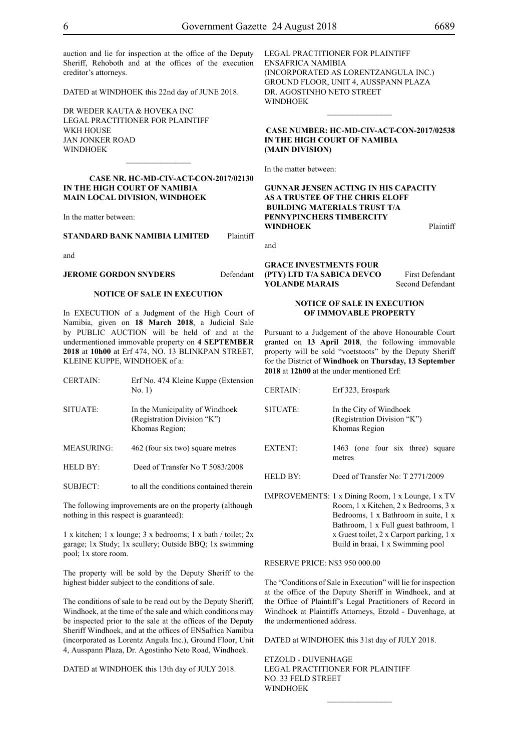auction and lie for inspection at the office of the Deputy Sheriff, Rehoboth and at the offices of the execution creditor's attorneys.

DATED at WINDHOEK this 22nd day of JUNE 2018.

DR WEDER KAUTA & HOVEKA INC
LEGAL PRACTITIONER FOR PLAINTIFF
WKH HOUSE
JAN JONKER ROAD
WINDHOEK

---

**CASE NR. HC-MD-CIV-ACT-CON-2017/02130**
**IN THE HIGH COURT OF NAMIBIA**
**MAIN LOCAL DIVISION, WINDHOEK**

In the matter between:

**STANDARD BANK NAMIBIA LIMITED** Plaintiff

and

**JEROME GORDON SNYDERS** Defendant

**NOTICE OF SALE IN EXECUTION**

In EXECUTION of a Judgment of the High Court of Namibia, given on **18 March 2018**, a Judicial Sale by PUBLIC AUCTION will be held of and at the undermentioned immovable property on **4 SEPTEMBER 2018** at **10h00** at Erf 474, NO. 13 BLINKPAN STREET, KLEINE KUPPE, WINDHOEK of a:

| | |
|---|---|
| CERTAIN: | Erf No. 474 Kleine Kuppe (Extension No. 1) |
| SITUATE: | In the Municipality of Windhoek (Registration Division "K") Khomas Region; |
| MEASURING: | 462 (four six two) square metres |
| HELD BY: | Deed of Transfer No T 5083/2008 |
| SUBJECT: | to all the conditions contained therein |

The following improvements are on the property (although nothing in this respect is guaranteed):

1 x kitchen; 1 x lounge; 3 x bedrooms; 1 x bath / toilet; 2x garage; 1x Study; 1x scullery; Outside BBQ; 1x swimming pool; 1x store room.

The property will be sold by the Deputy Sheriff to the highest bidder subject to the conditions of sale.

The conditions of sale to be read out by the Deputy Sheriff, Windhoek, at the time of the sale and which conditions may be inspected prior to the sale at the offices of the Deputy Sheriff Windhoek, and at the offices of ENSafrica Namibia (incorporated as Lorentz Angula Inc.), Ground Floor, Unit 4, Ausspann Plaza, Dr. Agostinho Neto Road, Windhoek.

DATED at WINDHOEK this 13th day of JULY 2018.

LEGAL PRACTITIONER FOR PLAINTIFF
ENSAFRICA NAMIBIA
(INCORPORATED AS LORENTZANGULA INC.)
GROUND FLOOR, UNIT 4, AUSSPANN PLAZA
DR. AGOSTINHO NETO STREET
WINDHOEK

---

**CASE NUMBER: HC-MD-CIV-ACT-CON-2017/02538**
**IN THE HIGH COURT OF NAMIBIA**
**(MAIN DIVISION)**

In the matter between:

**GUNNAR JENSEN ACTING IN HIS CAPACITY AS A TRUSTEE OF THE CHRIS ELOFF BUILDING MATERIALS TRUST T/A PENNYPINCHERS TIMBERCITY WINDHOEK** Plaintiff

and

**GRACE INVESTMENTS FOUR (PTY) LTD T/A SABICA DEVCO** First Defendant
**YOLANDE MARAIS** Second Defendant

**NOTICE OF SALE IN EXECUTION OF IMMOVABLE PROPERTY**

Pursuant to a Judgement of the above Honourable Court granted on **13 April 2018**, the following immovable property will be sold "voetstoots" by the Deputy Sheriff for the District of **Windhoek** on **Thursday, 13 September 2018** at **12h00** at the under mentioned Erf:

| | |
|---|---|
| CERTAIN: | Erf 323, Erospark |
| SITUATE: | In the City of Windhoek (Registration Division "K") Khomas Region |
| EXTENT: | 1463 (one four six three) square metres |
| HELD BY: | Deed of Transfer No: T 2771/2009 |
| IMPROVEMENTS: | 1 x Dining Room, 1 x Lounge, 1 x TV Room, 1 x Kitchen, 2 x Bedrooms, 3 x Bedrooms, 1 x Bathroom in suite, 1 x Bathroom, 1 x Full guest bathroom, 1 x Guest toilet, 2 x Carport parking, 1 x Build in braai, 1 x Swimming pool |

RESERVE PRICE: N$3 950 000.00

The "Conditions of Sale in Execution" will lie for inspection at the office of the Deputy Sheriff in Windhoek, and at the Office of Plaintiff's Legal Practitioners of Record in Windhoek at Plaintiffs Attorneys, Etzold - Duvenhage, at the undermentioned address.

DATED at WINDHOEK this 31st day of JULY 2018.

ETZOLD - DUVENHAGE
LEGAL PRACTITIONER FOR PLAINTIFF
NO. 33 FELD STREET
WINDHOEK

---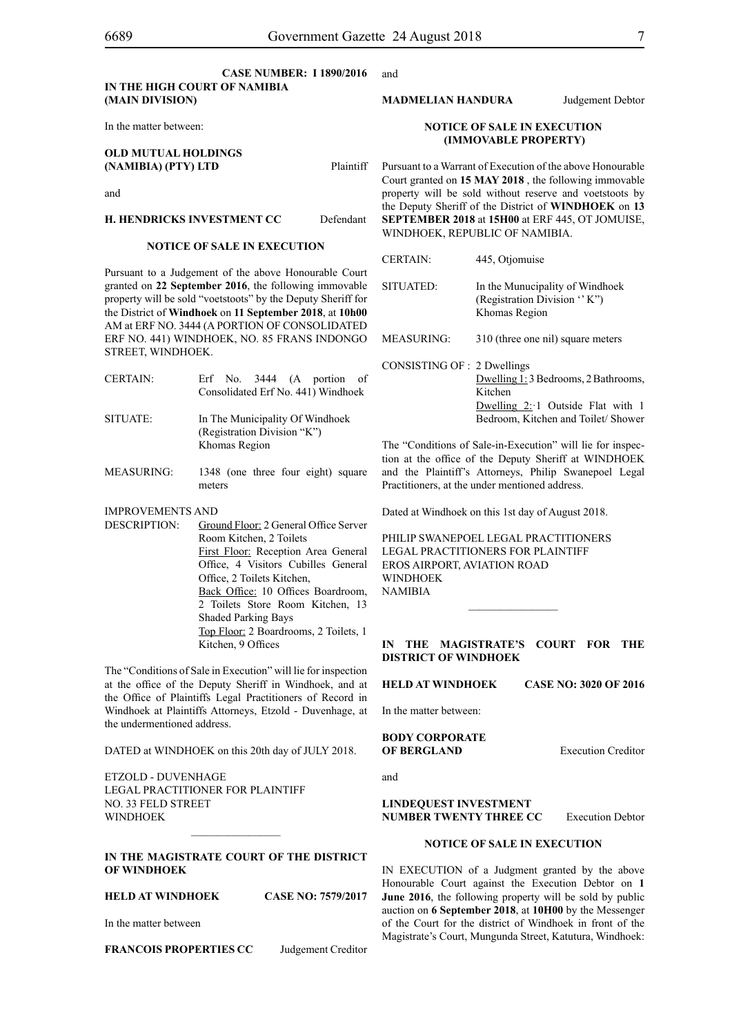**CASE NUMBER: I 1890/2016**

**IN THE HIGH COURT OF NAMIBIA**
**(MAIN DIVISION)**

In the matter between:

**OLD MUTUAL HOLDINGS (NAMIBIA) (PTY) LTD** Plaintiff

and

**H. HENDRICKS INVESTMENT CC** Defendant

**NOTICE OF SALE IN EXECUTION**

Pursuant to a Judgement of the above Honourable Court granted on **22 September 2016**, the following immovable property will be sold "voetstoots" by the Deputy Sheriff for the District of **Windhoek** on **11 September 2018**, at **10h00** AM at ERF NO. 3444 (A PORTION OF CONSOLIDATED ERF NO. 441) WINDHOEK, NO. 85 FRANS INDONGO STREET, WINDHOEK.

| | |
|---|---|
| CERTAIN: | Erf No. 3444 (A portion of Consolidated Erf No. 441) Windhoek |
| SITUATE: | In The Municipality Of Windhoek (Registration Division "K") Khomas Region |
| MEASURING: | 1348 (one three four eight) square meters |
| IMPROVEMENTS AND DESCRIPTION: | Ground Floor: 2 General Office Server Room Kitchen, 2 Toilets<br>First Floor: Reception Area General Office, 4 Visitors Cubilles General Office, 2 Toilets Kitchen,<br>Back Office: 10 Offices Boardroom, 2 Toilets Store Room Kitchen, 13 Shaded Parking Bays<br>Top Floor: 2 Boardrooms, 2 Toilets, 1 Kitchen, 9 Offices |

The "Conditions of Sale in Execution" will lie for inspection at the office of the Deputy Sheriff in Windhoek, and at the Office of Plaintiffs Legal Practitioners of Record in Windhoek at Plaintiffs Attorneys, Etzold - Duvenhage, at the undermentioned address.

DATED at WINDHOEK on this 20th day of JULY 2018.

ETZOLD - DUVENHAGE
LEGAL PRACTITIONER FOR PLAINTIFF
NO. 33 FELD STREET
WINDHOEK

---

**IN THE MAGISTRATE COURT OF THE DISTRICT OF WINDHOEK**

**HELD AT WINDHOEK** **CASE NO: 7579/2017**

In the matter between

**FRANCOIS PROPERTIES CC** Judgement Creditor

and

**MADMELIAN HANDURA** Judgement Debtor

**NOTICE OF SALE IN EXECUTION (IMMOVABLE PROPERTY)**

Pursuant to a Warrant of Execution of the above Honourable Court granted on **15 MAY 2018** , the following immovable property will be sold without reserve and voetstoots by the Deputy Sheriff of the District of **WINDHOEK** on **13 SEPTEMBER 2018** at **15H00** at ERF 445, OT JOMUISE, WINDHOEK, REPUBLIC OF NAMIBIA.

| | |
|---|---|
| CERTAIN: | 445, Otjomuise |
| SITUATED: | In the Municipality of Windhoek (Registration Division '' K'') Khomas Region |
| MEASURING: | 310 (three one nil) square meters |
| CONSISTING OF : | 2 Dwellings<br>Dwelling 1: 3 Bedrooms, 2 Bathrooms, Kitchen<br>Dwelling 2: 1 Outside Flat with 1 Bedroom, Kitchen and Toilet/ Shower |

The "Conditions of Sale-in-Execution" will lie for inspection at the office of the Deputy Sheriff at WINDHOEK and the Plaintiff's Attorneys, Philip Swanepoel Legal Practitioners, at the under mentioned address.

Dated at Windhoek on this 1st day of August 2018.

PHILIP SWANEPOEL LEGAL PRACTITIONERS
LEGAL PRACTITIONERS FOR PLAINTIFF
EROS AIRPORT, AVIATION ROAD
WINDHOEK
NAMIBIA

---

**IN THE MAGISTRATE'S COURT FOR THE DISTRICT OF WINDHOEK**

**HELD AT WINDHOEK** **CASE NO: 3020 OF 2016**

In the matter between:

**BODY CORPORATE OF BERGLAND** Execution Creditor

and

**LINDEQUEST INVESTMENT NUMBER TWENTY THREE CC** Execution Debtor

**NOTICE OF SALE IN EXECUTION**

IN EXECUTION of a Judgment granted by the above Honourable Court against the Execution Debtor on **1 June 2016**, the following property will be sold by public auction on **6 September 2018**, at **10H00** by the Messenger of the Court for the district of Windhoek in front of the Magistrate's Court, Mungunda Street, Katutura, Windhoek: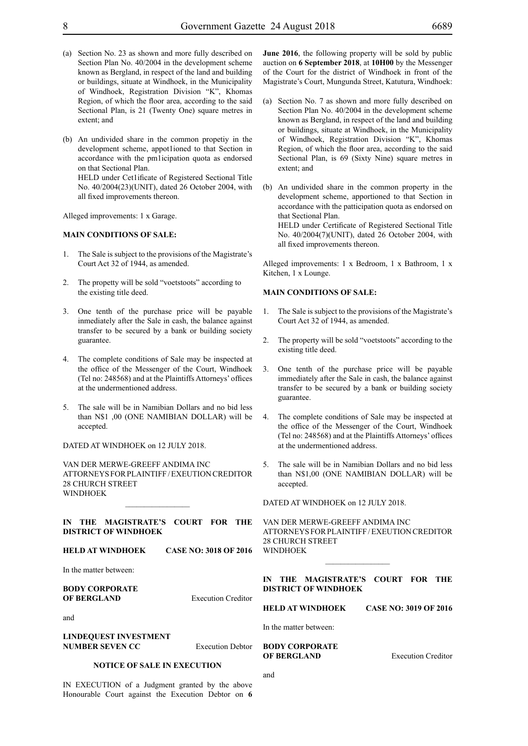(a) Section No. 23 as shown and more fully described on Section Plan No. 40/2004 in the development scheme known as Bergland, in respect of the land and building or buildings, situate at Windhoek, in the Municipality of Windhoek, Registration Division "K", Khomas Region, of which the floor area, according to the said Sectional Plan, is 21 (Twenty One) square metres in extent; and

(b) An undivided share in the common propetiy in the development scheme, appot1ioned to that Section in accordance with the pm1icipation quota as endorsed on that Sectional Plan.
HELD under Cet1ificate of Registered Sectional Title No. 40/2004(23)(UNIT), dated 26 October 2004, with all fixed improvements thereon.

Alleged improvements: 1 x Garage.

**MAIN CONDITIONS OF SALE:**

1. The Sale is subject to the provisions of the Magistrate's Court Act 32 of 1944, as amended.

2. The propetty will be sold "voetstoots" according to the existing title deed.

3. One tenth of the purchase price will be payable inmediately after the Sale in cash, the balance against transfer to be secured by a bank or building society guarantee.

4. The complete conditions of Sale may be inspected at the office of the Messenger of the Court, Windhoek (Tel no: 248568) and at the Plaintiffs Attorneys' offices at the undermentioned address.

5. The sale will be in Namibian Dollars and no bid less than N$1 ,00 (ONE NAMIBIAN DOLLAR) will be accepted.

DATED AT WINDHOEK on 12 JULY 2018.

VAN DER MERWE-GREEFF ANDIMA INC
ATTORNEYS FOR PLAINTIFF / EXEUTION CREDITOR
28 CHURCH STREET
WINDHOEK

---

**IN THE MAGISTRATE'S COURT FOR THE DISTRICT OF WINDHOEK**

**HELD AT WINDHOEK CASE NO: 3018 OF 2016**

In the matter between:

**BODY CORPORATE OF BERGLAND** Execution Creditor

and

**LINDEQUEST INVESTMENT NUMBER SEVEN CC** Execution Debtor

**NOTICE OF SALE IN EXECUTION**

IN EXECUTION of a Judgment granted by the above Honourable Court against the Execution Debtor on **6 June 2016**, the following property will be sold by public auction on **6 September 2018**, at **10H00** by the Messenger of the Court for the district of Windhoek in front of the Magistrate's Court, Mungunda Street, Katutura, Windhoek:

(a) Section No. 7 as shown and more fully described on Section Plan No. 40/2004 in the development scheme known as Bergland, in respect of the land and building or buildings, situate at Windhoek, in the Municipality of Windhoek, Registration Division "K", Khomas Region, of which the floor area, according to the said Sectional Plan, is 69 (Sixty Nine) square metres in extent; and

(b) An undivided share in the common property in the development scheme, apportioned to that Section in accordance with the patticipation quota as endorsed on that Sectional Plan.
HELD under Certificate of Registered Sectional Title No. 40/2004(7)(UNIT), dated 26 October 2004, with all fixed improvements thereon.

Alleged improvements: 1 x Bedroom, 1 x Bathroom, 1 x Kitchen, 1 x Lounge.

**MAIN CONDITIONS OF SALE:**

1. The Sale is subject to the provisions of the Magistrate's Court Act 32 of 1944, as amended.

2. The property will be sold "voetstoots" according to the existing title deed.

3. One tenth of the purchase price will be payable immediately after the Sale in cash, the balance against transfer to be secured by a bank or building society guarantee.

4. The complete conditions of Sale may be inspected at the office of the Messenger of the Court, Windhoek (Tel no: 248568) and at the Plaintiffs Attorneys' offices at the undermentioned address.

5. The sale will be in Namibian Dollars and no bid less than N$1,00 (ONE NAMIBIAN DOLLAR) will be accepted.

DATED AT WINDHOEK on 12 JULY 2018.

VAN DER MERWE-GREEFF ANDIMA INC
ATTORNEYS FOR PLAINTIFF / EXEUTION CREDITOR
28 CHURCH STREET
WINDHOEK

---

**IN THE MAGISTRATE'S COURT FOR THE DISTRICT OF WINDHOEK**

**HELD AT WINDHOEK CASE NO: 3019 OF 2016**

In the matter between:

**BODY CORPORATE OF BERGLAND** Execution Creditor

and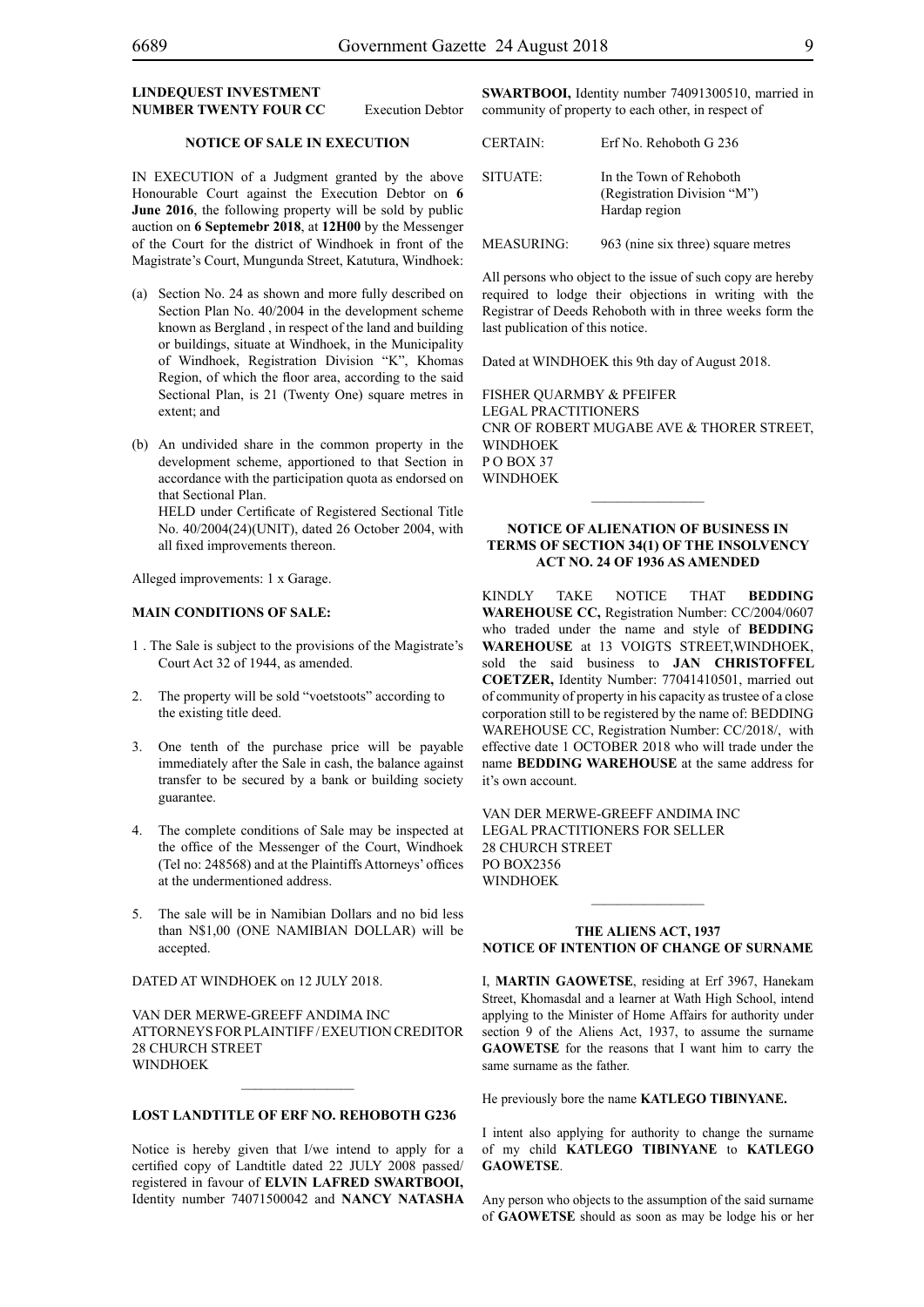**LINDEQUEST INVESTMENT NUMBER TWENTY FOUR CC** Execution Debtor

**NOTICE OF SALE IN EXECUTION**

IN EXECUTION of a Judgment granted by the above Honourable Court against the Execution Debtor on **6 June 2016**, the following property will be sold by public auction on **6 Septemebr 2018**, at **12H00** by the Messenger of the Court for the district of Windhoek in front of the Magistrate's Court, Mungunda Street, Katutura, Windhoek:

(a) Section No. 24 as shown and more fully described on Section Plan No. 40/2004 in the development scheme known as Bergland , in respect of the land and building or buildings, situate at Windhoek, in the Municipality of Windhoek, Registration Division "K", Khomas Region, of which the floor area, according to the said Sectional Plan, is 21 (Twenty One) square metres in extent; and

(b) An undivided share in the common property in the development scheme, apportioned to that Section in accordance with the participation quota as endorsed on that Sectional Plan.
HELD under Certificate of Registered Sectional Title No. 40/2004(24)(UNIT), dated 26 October 2004, with all fixed improvements thereon.

Alleged improvements: 1 x Garage.

**MAIN CONDITIONS OF SALE:**

1 . The Sale is subject to the provisions of the Magistrate's Court Act 32 of 1944, as amended.

2. The property will be sold "voetstoots" according to the existing title deed.

3. One tenth of the purchase price will be payable immediately after the Sale in cash, the balance against transfer to be secured by a bank or building society guarantee.

4. The complete conditions of Sale may be inspected at the office of the Messenger of the Court, Windhoek (Tel no: 248568) and at the Plaintiffs Attorneys' offices at the undermentioned address.

5. The sale will be in Namibian Dollars and no bid less than N$1,00 (ONE NAMIBIAN DOLLAR) will be accepted.

DATED AT WINDHOEK on 12 JULY 2018.

VAN DER MERWE-GREEFF ANDIMA INC
ATTORNEYS FOR PLAINTIFF / EXEUTION CREDITOR
28 CHURCH STREET
WINDHOEK

________________

**LOST LANDTITLE OF ERF NO. REHOBOTH G236**

Notice is hereby given that I/we intend to apply for a certified copy of Landtitle dated 22 JULY 2008 passed/ registered in favour of **ELVIN LAFRED SWARTBOOI,** Identity number 74071500042 and **NANCY NATASHA SWARTBOOI,** Identity number 74091300510, married in community of property to each other, in respect of

| | |
|---|---|
| CERTAIN: | Erf No. Rehoboth G 236 |
| SITUATE: | In the Town of Rehoboth (Registration Division "M") Hardap region |
| MEASURING: | 963 (nine six three) square metres |

All persons who object to the issue of such copy are hereby required to lodge their objections in writing with the Registrar of Deeds Rehoboth with in three weeks form the last publication of this notice.

Dated at WINDHOEK this 9th day of August 2018.

FISHER QUARMBY & PFEIFER
LEGAL PRACTITIONERS
CNR OF ROBERT MUGABE AVE & THORER STREET, WINDHOEK
P O BOX 37
WINDHOEK

________________

**NOTICE OF ALIENATION OF BUSINESS IN TERMS OF SECTION 34(1) OF THE INSOLVENCY ACT NO. 24 OF 1936 AS AMENDED**

KINDLY TAKE NOTICE THAT **BEDDING WAREHOUSE CC,** Registration Number: CC/2004/0607 who traded under the name and style of **BEDDING WAREHOUSE** at 13 VOIGTS STREET,WINDHOEK, sold the said business to **JAN CHRISTOFFEL COETZER,** Identity Number: 77041410501, married out of community of property in his capacity as trustee of a close corporation still to be registered by the name of: BEDDING WAREHOUSE CC, Registration Number: CC/2018/, with effective date 1 OCTOBER 2018 who will trade under the name **BEDDING WAREHOUSE** at the same address for it's own account.

VAN DER MERWE-GREEFF ANDIMA INC
LEGAL PRACTITIONERS FOR SELLER
28 CHURCH STREET
PO BOX2356
WINDHOEK

________________

**THE ALIENS ACT, 1937**
**NOTICE OF INTENTION OF CHANGE OF SURNAME**

I, **MARTIN GAOWETSE**, residing at Erf 3967, Hanekam Street, Khomasdal and a learner at Wath High School, intend applying to the Minister of Home Affairs for authority under section 9 of the Aliens Act, 1937, to assume the surname **GAOWETSE** for the reasons that I want him to carry the same surname as the father.

He previously bore the name **KATLEGO TIBINYANE.**

I intent also applying for authority to change the surname of my child **KATLEGO TIBINYANE** to **KATLEGO GAOWETSE**.

Any person who objects to the assumption of the said surname of **GAOWETSE** should as soon as may be lodge his or her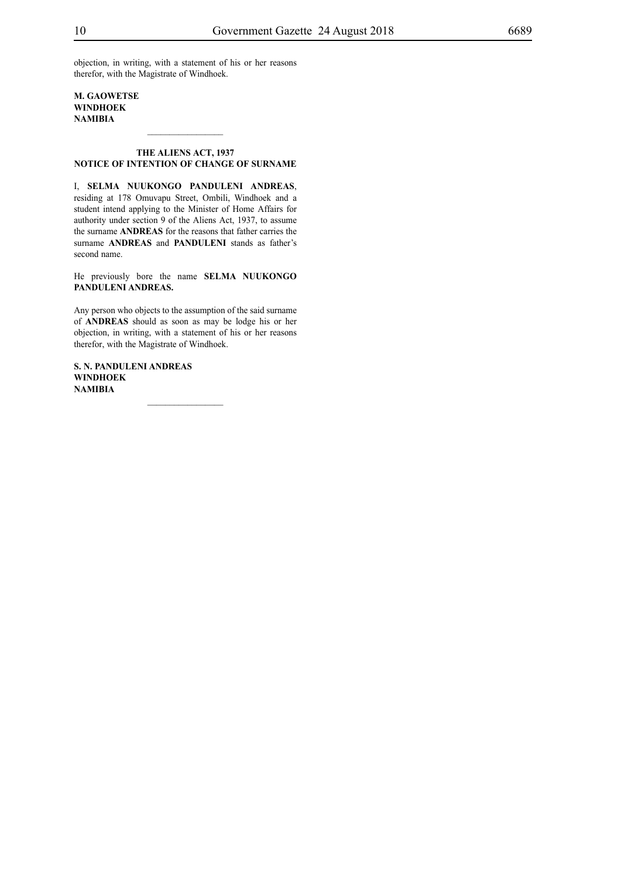objection, in writing, with a statement of his or her reasons therefor, with the Magistrate of Windhoek.

**M. GAOWETSE**
**WINDHOEK**
**NAMIBIA**

---

**THE ALIENS ACT, 1937**
**NOTICE OF INTENTION OF CHANGE OF SURNAME**

I, **SELMA NUUKONGO PANDULENI ANDREAS**, residing at 178 Omuvapu Street, Ombili, Windhoek and a student intend applying to the Minister of Home Affairs for authority under section 9 of the Aliens Act, 1937, to assume the surname **ANDREAS** for the reasons that father carries the surname **ANDREAS** and **PANDULENI** stands as father's second name.

He previously bore the name **SELMA NUUKONGO PANDULENI ANDREAS.**

Any person who objects to the assumption of the said surname of **ANDREAS** should as soon as may be lodge his or her objection, in writing, with a statement of his or her reasons therefor, with the Magistrate of Windhoek.

**S. N. PANDULENI ANDREAS**
**WINDHOEK**
**NAMIBIA**

---